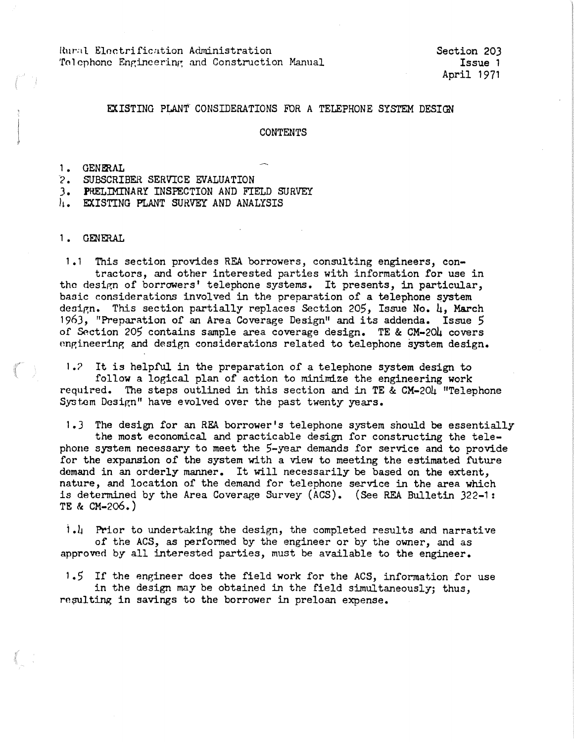Rural Electrification Administration
Telephone Engineering and Construction Manual

Section 203
Issue 1
April 1971

# EXISTING PLANT CONSIDERATIONS FOR A TELEPHONE SYSTEM DESIGN

## CONTENTS

1. GENERAL
2. SUBSCRIBER SERVICE EVALUATION
3. PRELIMINARY INSPECTION AND FIELD SURVEY
4. EXISTING PLANT SURVEY AND ANALYSIS

## 1. GENERAL

1.1 This section provides REA borrowers, consulting engineers, contractors, and other interested parties with information for use in the design of borrowers' telephone systems. It presents, in particular, basic considerations involved in the preparation of a telephone system design. This section partially replaces Section 205, Issue No. 4, March 1963, "Preparation of an Area Coverage Design" and its addenda. Issue 5 of Section 205 contains sample area coverage design. TE & CM-204 covers engineering and design considerations related to telephone system design.

1.2 It is helpful in the preparation of a telephone system design to follow a logical plan of action to minimize the engineering work required. The steps outlined in this section and in TE & CM-204 "Telephone System Design" have evolved over the past twenty years.

1.3 The design for an REA borrower's telephone system should be essentially the most economical and practicable design for constructing the telephone system necessary to meet the 5-year demands for service and to provide for the expansion of the system with a view to meeting the estimated future demand in an orderly manner. It will necessarily be based on the extent, nature, and location of the demand for telephone service in the area which is determined by the Area Coverage Survey (ACS). (See REA Bulletin 322-1: TE & CM-206.)

1.4 Prior to undertaking the design, the completed results and narrative of the ACS, as performed by the engineer or by the owner, and as approved by all interested parties, must be available to the engineer.

1.5 If the engineer does the field work for the ACS, information for use in the design may be obtained in the field simultaneously; thus, resulting in savings to the borrower in preloan expense.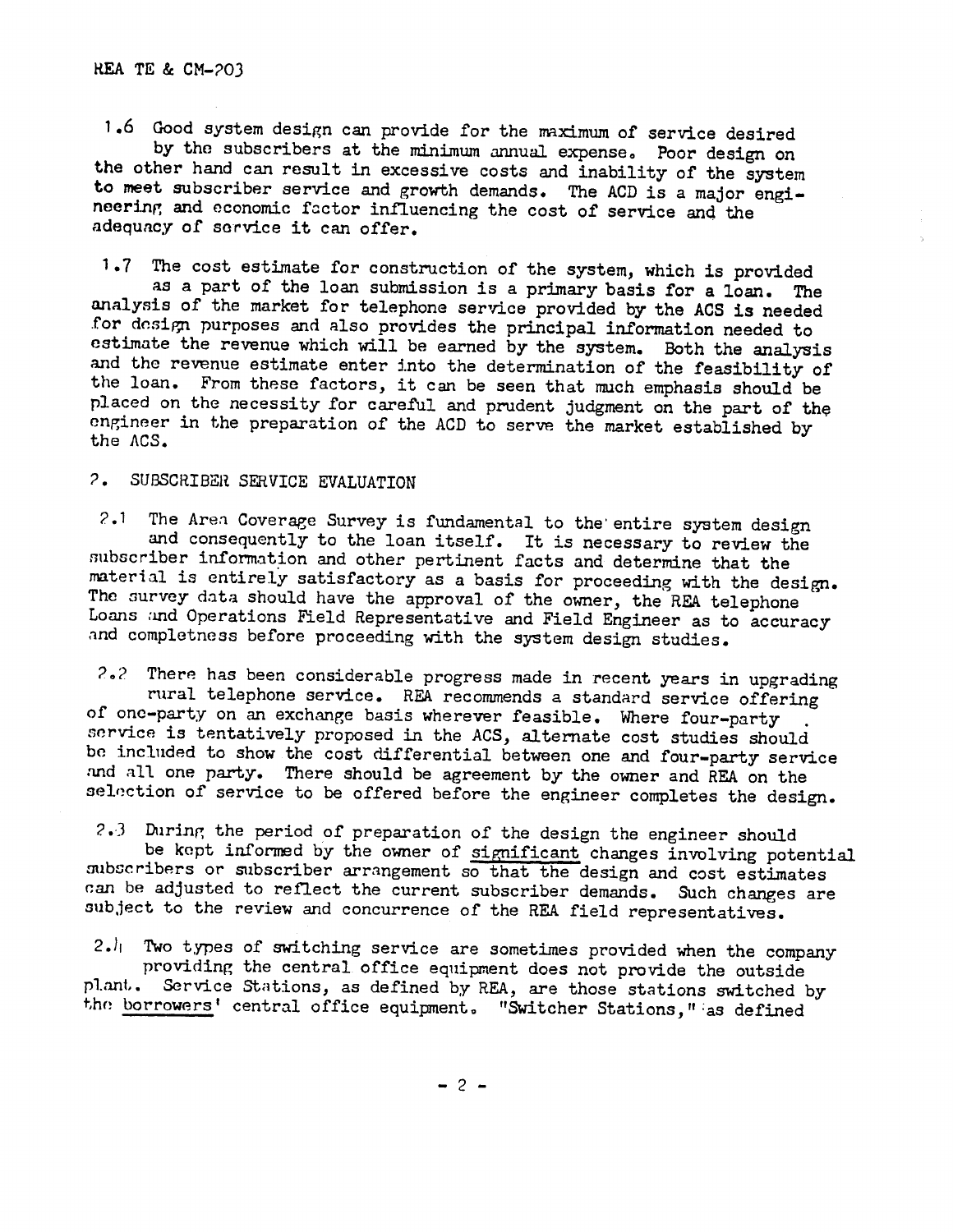1.6 Good system design can provide for the maximum of service desired by the subscribers at the minimum annual expense. Poor design on the other hand can result in excessive costs and inability of the system to meet subscriber service and growth demands. The ACD is a major engineering and economic factor influencing the cost of service and the adequacy of service it can offer.

1.7 The cost estimate for construction of the system, which is provided as a part of the loan submission is a primary basis for a loan. The analysis of the market for telephone service provided by the ACS is needed for design purposes and also provides the principal information needed to estimate the revenue which will be earned by the system. Both the analysis and the revenue estimate enter into the determination of the feasibility of the loan. From these factors, it can be seen that much emphasis should be placed on the necessity for careful and prudent judgment on the part of the engineer in the preparation of the ACD to serve the market established by the ACS.

## 2. SUBSCRIBER SERVICE EVALUATION

2.1 The Area Coverage Survey is fundamental to the entire system design and consequently to the loan itself. It is necessary to review the subscriber information and other pertinent facts and determine that the material is entirely satisfactory as a basis for proceeding with the design. The survey data should have the approval of the owner, the REA telephone Loans and Operations Field Representative and Field Engineer as to accuracy and completness before proceeding with the system design studies.

2.2 There has been considerable progress made in recent years in upgrading rural telephone service. REA recommends a standard service offering of one-party on an exchange basis wherever feasible. Where four-party service is tentatively proposed in the ACS, alternate cost studies should be included to show the cost differential between one and four-party service and all one party. There should be agreement by the owner and REA on the selection of service to be offered before the engineer completes the design.

2.3 During the period of preparation of the design the engineer should be kept informed by the owner of <u>significant</u> changes involving potential subscribers or subscriber arrangement so that the design and cost estimates can be adjusted to reflect the current subscriber demands. Such changes are subject to the review and concurrence of the REA field representatives.

2.4 Two types of switching service are sometimes provided when the company providing the central office equipment does not provide the outside plant. Service Stations, as defined by REA, are those stations switched by the <u>borrowers'</u> central office equipment. "Switcher Stations," as defined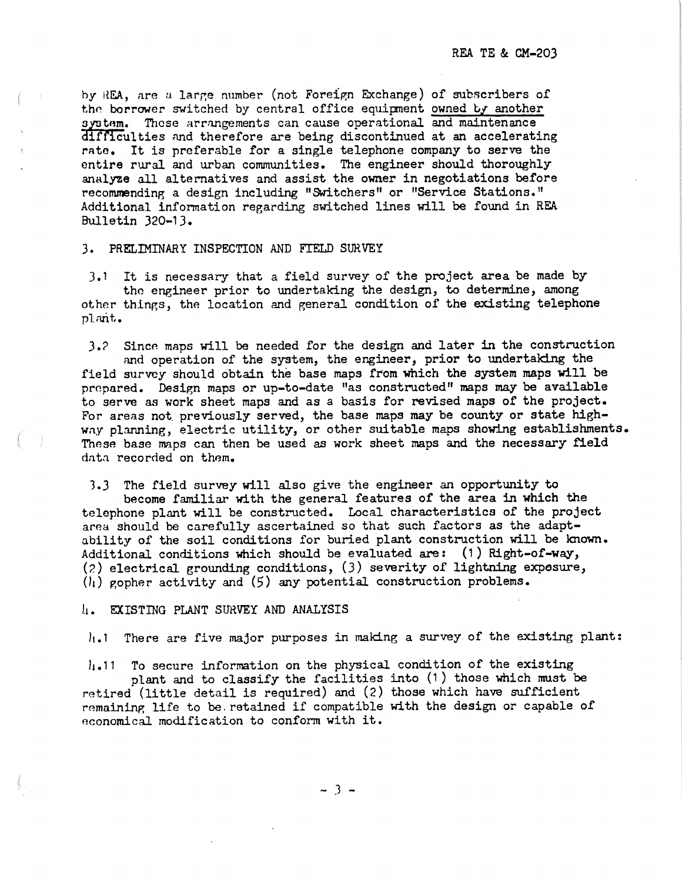by REA, are a large number (not Foreign Exchange) of subscribers of the borrower switched by central office equipment owned by another system. These arrangements can cause operational and maintenance difficulties and therefore are being discontinued at an accelerating rate. It is preferable for a single telephone company to serve the entire rural and urban communities. The engineer should thoroughly analyze all alternatives and assist the owner in negotiations before recommending a design including "Switchers" or "Service Stations." Additional information regarding switched lines will be found in REA Bulletin 320-13.

## 3. PRELIMINARY INSPECTION AND FIELD SURVEY

3.1 It is necessary that a field survey of the project area be made by the engineer prior to undertaking the design, to determine, among other things, the location and general condition of the existing telephone plant.

3.2 Since maps will be needed for the design and later in the construction and operation of the system, the engineer, prior to undertaking the field survey should obtain the base maps from which the system maps will be prepared. Design maps or up-to-date "as constructed" maps may be available to serve as work sheet maps and as a basis for revised maps of the project. For areas not previously served, the base maps may be county or state highway planning, electric utility, or other suitable maps showing establishments. These base maps can then be used as work sheet maps and the necessary field data recorded on them.

3.3 The field survey will also give the engineer an opportunity to become familiar with the general features of the area in which the telephone plant will be constructed. Local characteristics of the project area should be carefully ascertained so that such factors as the adaptability of the soil conditions for buried plant construction will be known. Additional conditions which should be evaluated are: (1) Right-of-way, (2) electrical grounding conditions, (3) severity of lightning exposure, (4) gopher activity and (5) any potential construction problems.

## 4. EXISTING PLANT SURVEY AND ANALYSIS

4.1 There are five major purposes in making a survey of the existing plant:

4.11 To secure information on the physical condition of the existing plant and to classify the facilities into (1) those which must be retired (little detail is required) and (2) those which have sufficient remaining life to be retained if compatible with the design or capable of economical modification to conform with it.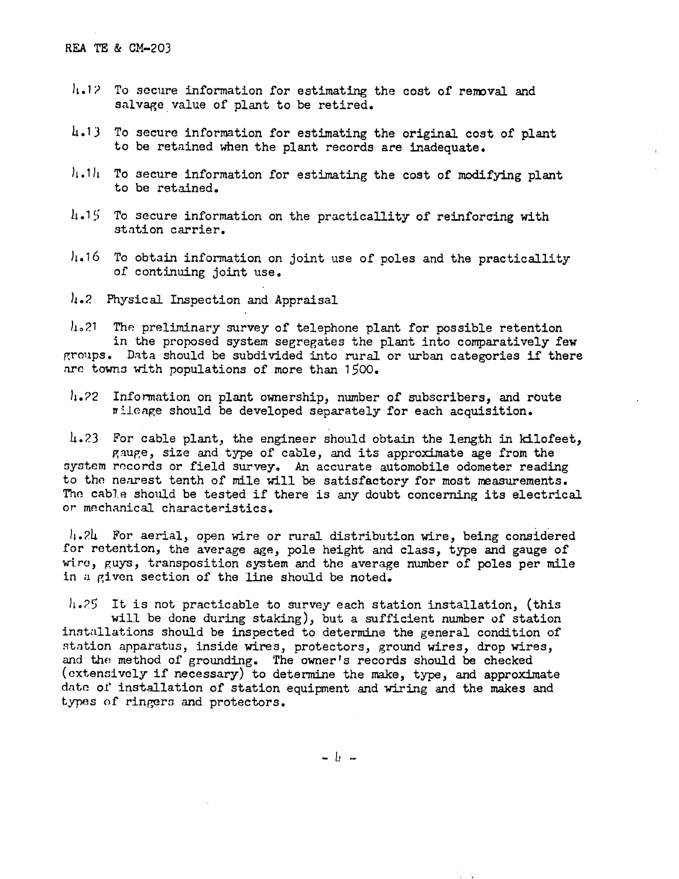4.12 To secure information for estimating the cost of removal and salvage value of plant to be retired.

4.13 To secure information for estimating the original cost of plant to be retained when the plant records are inadequate.

4.14 To secure information for estimating the cost of modifying plant to be retained.

4.15 To secure information on the practicallity of reinforcing with station carrier.

4.16 To obtain information on joint use of poles and the practicallity of continuing joint use.

4.2 Physical Inspection and Appraisal

4.21 The preliminary survey of telephone plant for possible retention in the proposed system segregates the plant into comparatively few groups. Data should be subdivided into rural or urban categories if there are towns with populations of more than 1500.

4.22 Information on plant ownership, number of subscribers, and route mileage should be developed separately for each acquisition.

4.23 For cable plant, the engineer should obtain the length in kilofeet, gauge, size and type of cable, and its approximate age from the system records or field survey. An accurate automobile odometer reading to the nearest tenth of mile will be satisfactory for most measurements. The cable should be tested if there is any doubt concerning its electrical or mechanical characteristics.

4.24 For aerial, open wire or rural distribution wire, being considered for retention, the average age, pole height and class, type and gauge of wire, guys, transposition system and the average number of poles per mile in a given section of the line should be noted.

4.25 It is not practicable to survey each station installation, (this will be done during staking), but a sufficient number of station installations should be inspected to determine the general condition of station apparatus, inside wires, protectors, ground wires, drop wires, and the method of grounding. The owner's records should be checked (extensively if necessary) to determine the make, type, and approximate date of installation of station equipment and wiring and the makes and types of ringers and protectors.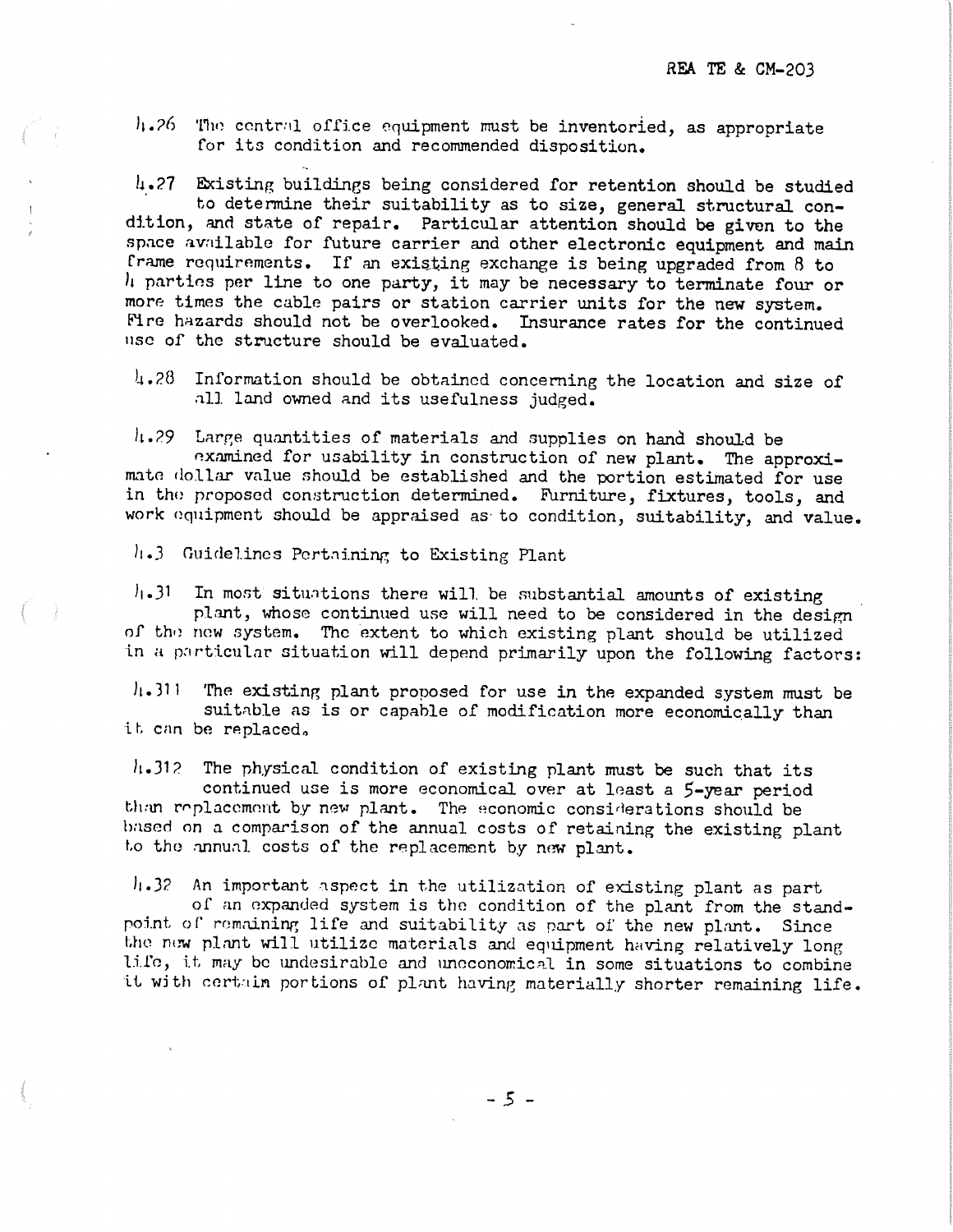4.26 The central office equipment must be inventoried, as appropriate for its condition and recommended disposition.

4.27 Existing buildings being considered for retention should be studied to determine their suitability as to size, general structural condition, and state of repair. Particular attention should be given to the space available for future carrier and other electronic equipment and main frame requirements. If an existing exchange is being upgraded from 8 to 4 parties per line to one party, it may be necessary to terminate four or more times the cable pairs or station carrier units for the new system. Fire hazards should not be overlooked. Insurance rates for the continued use of the structure should be evaluated.

4.28 Information should be obtained concerning the location and size of all land owned and its usefulness judged.

4.29 Large quantities of materials and supplies on hand should be examined for usability in construction of new plant. The approximate dollar value should be established and the portion estimated for use in the proposed construction determined. Furniture, fixtures, tools, and work equipment should be appraised as to condition, suitability, and value.

4.3 Guidelines Pertaining to Existing Plant

4.31 In most situations there will be substantial amounts of existing plant, whose continued use will need to be considered in the design of the new system. The extent to which existing plant should be utilized in a particular situation will depend primarily upon the following factors:

4.311 The existing plant proposed for use in the expanded system must be suitable as is or capable of modification more economically than it can be replaced.

4.312 The physical condition of existing plant must be such that its continued use is more economical over at least a 5-year period than replacement by new plant. The economic considerations should be based on a comparison of the annual costs of retaining the existing plant to the annual costs of the replacement by new plant.

4.32 An important aspect in the utilization of existing plant as part of an expanded system is the condition of the plant from the standpoint of remaining life and suitability as part of the new plant. Since the new plant will utilize materials and equipment having relatively long life, it may be undesirable and uneconomical in some situations to combine it with certain portions of plant having materially shorter remaining life.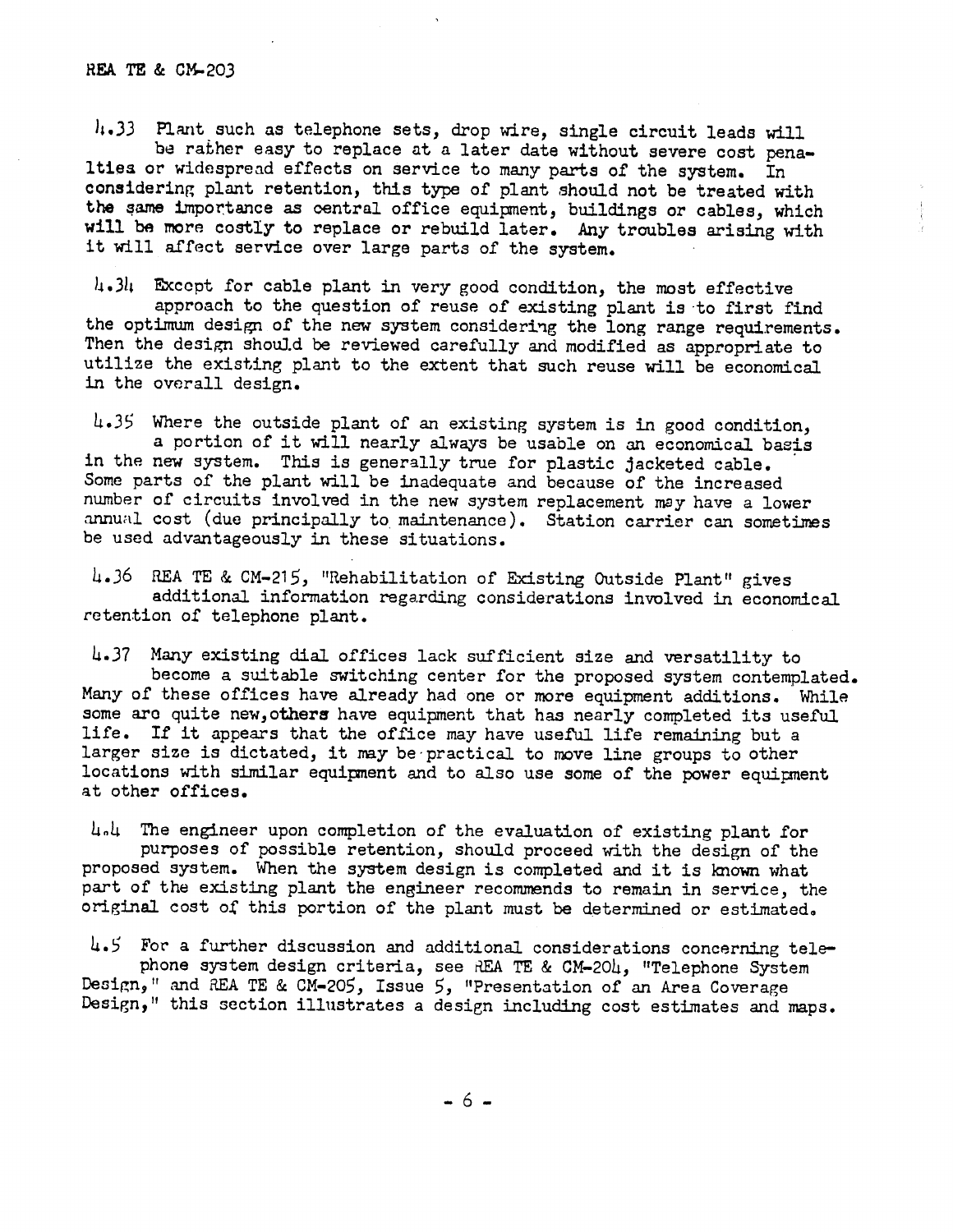4.33 Plant such as telephone sets, drop wire, single circuit leads will be rather easy to replace at a later date without severe cost penalties or widespread effects on service to many parts of the system. In considering plant retention, this type of plant should not be treated with the same importance as central office equipment, buildings or cables, which will be more costly to replace or rebuild later. Any troubles arising with it will affect service over large parts of the system.

4.34 Except for cable plant in very good condition, the most effective approach to the question of reuse of existing plant is to first find the optimum design of the new system considering the long range requirements. Then the design should be reviewed carefully and modified as appropriate to utilize the existing plant to the extent that such reuse will be economical in the overall design.

4.35 Where the outside plant of an existing system is in good condition, a portion of it will nearly always be usable on an economical basis in the new system. This is generally true for plastic jacketed cable. Some parts of the plant will be inadequate and because of the increased number of circuits involved in the new system replacement may have a lower annual cost (due principally to maintenance). Station carrier can sometimes be used advantageously in these situations.

4.36 REA TE & CM-215, "Rehabilitation of Existing Outside Plant" gives additional information regarding considerations involved in economical retention of telephone plant.

4.37 Many existing dial offices lack sufficient size and versatility to become a suitable switching center for the proposed system contemplated. Many of these offices have already had one or more equipment additions. While some are quite new, others have equipment that has nearly completed its useful life. If it appears that the office may have useful life remaining but a larger size is dictated, it may be practical to move line groups to other locations with similar equipment and to also use some of the power equipment at other offices.

4.4 The engineer upon completion of the evaluation of existing plant for purposes of possible retention, should proceed with the design of the proposed system. When the system design is completed and it is known what part of the existing plant the engineer recommends to remain in service, the original cost of this portion of the plant must be determined or estimated.

4.5 For a further discussion and additional considerations concerning telephone system design criteria, see REA TE & CM-204, "Telephone System Design," and REA TE & CM-205, Issue 5, "Presentation of an Area Coverage Design," this section illustrates a design including cost estimates and maps.